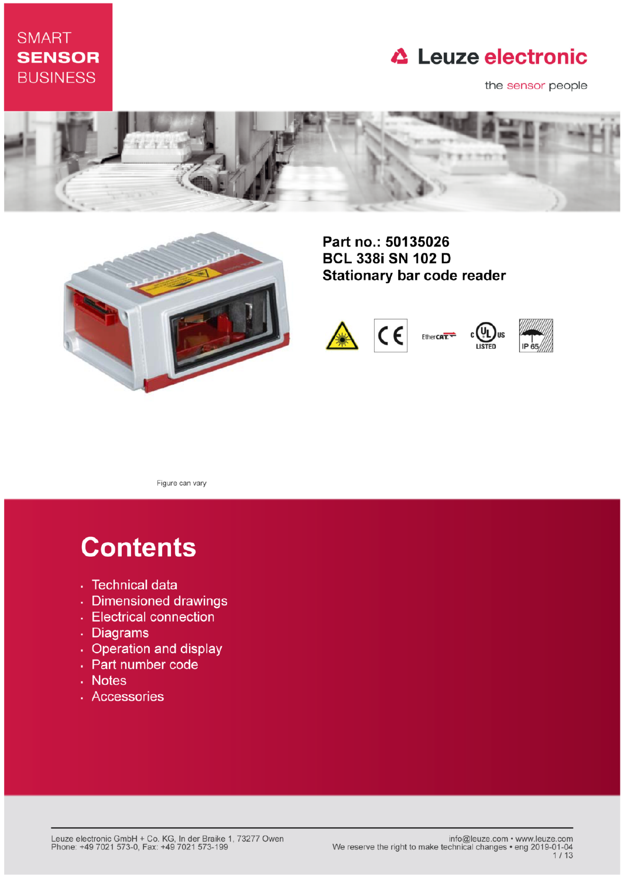SMART
**SENSOR**
BUSINESS

Leuze electronic

the sensor people

**Part no.: 50135026**
**BCL 338i SN 102 D**
**Stationary bar code reader**

Figure can vary

# Contents

- Technical data
- Dimensioned drawings
- Electrical connection
- Diagrams
- Operation and display
- Part number code
- Notes
- Accessories

Leuze electronic GmbH + Co. KG, In der Braike 1, 73277 Owen
Phone: +49 7021 573-0, Fax: +49 7021 573-199

info@leuze.com • www.leuze.com
We reserve the right to make technical changes • eng 2019-01-04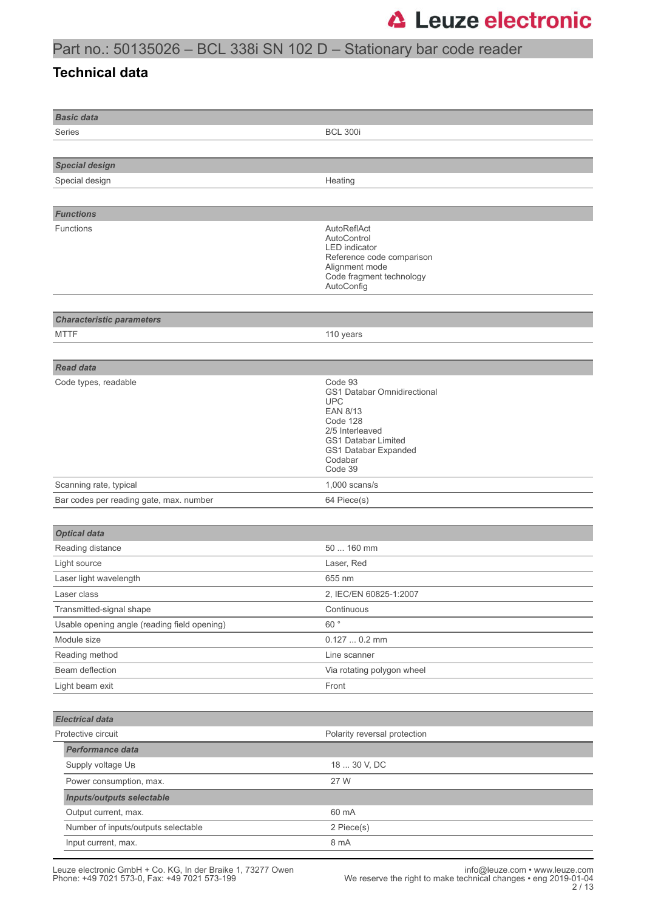# Part no.: 50135026 – BCL 338i SN 102 D – Stationary bar code reader

## Technical data

| **Basic data** | |
|---|---|
| Series | BCL 300i |

| **Special design** | |
|---|---|
| Special design | Heating |

| **Functions** | |
|---|---|
| Functions | AutoReflAct<br>AutoControl<br>LED indicator<br>Reference code comparison<br>Alignment mode<br>Code fragment technology<br>AutoConfig |

| **Characteristic parameters** | |
|---|---|
| MTTF | 110 years |

| **Read data** | |
|---|---|
| Code types, readable | Code 93<br>GS1 Databar Omnidirectional<br>UPC<br>EAN 8/13<br>Code 128<br>2/5 Interleaved<br>GS1 Databar Limited<br>GS1 Databar Expanded<br>Codabar<br>Code 39 |
| Scanning rate, typical | 1,000 scans/s |
| Bar codes per reading gate, max. number | 64 Piece(s) |

| **Optical data** | |
|---|---|
| Reading distance | 50 ... 160 mm |
| Light source | Laser, Red |
| Laser light wavelength | 655 nm |
| Laser class | 2, IEC/EN 60825-1:2007 |
| Transmitted-signal shape | Continuous |
| Usable opening angle (reading field opening) | 60 ° |
| Module size | 0.127 ... 0.2 mm |
| Reading method | Line scanner |
| Beam deflection | Via rotating polygon wheel |
| Light beam exit | Front |

| **Electrical data** | |
|---|---|
| Protective circuit | Polarity reversal protection |
| ***Performance data*** | |
| Supply voltage $U_B$ | 18 ... 30 V, DC |
| Power consumption, max. | 27 W |
| ***Inputs/outputs selectable*** | |
| Output current, max. | 60 mA |
| Number of inputs/outputs selectable | 2 Piece(s) |
| Input current, max. | 8 mA |

Leuze electronic GmbH + Co. KG, In der Braike 1, 73277 Owen
Phone: +49 7021 573-0, Fax: +49 7021 573-199

info@leuze.com • www.leuze.com
We reserve the right to make technical changes • eng 2019-01-04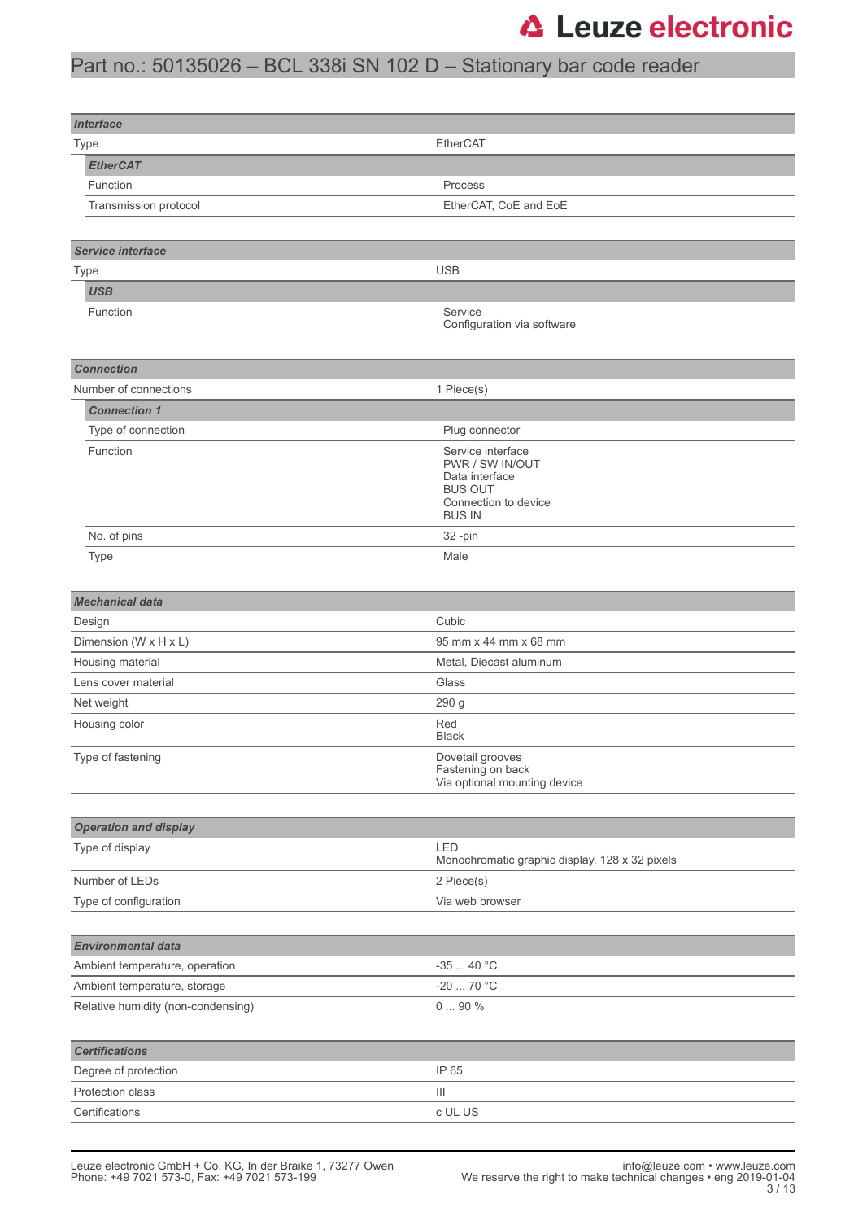# Part no.: 50135026 – BCL 338i SN 102 D – Stationary bar code reader

| ***Interface*** | |
|---|---|
| Type | EtherCAT |
| ***EtherCAT*** | |
| Function | Process |
| Transmission protocol | EtherCAT, CoE and EoE |

| ***Service interface*** | |
|---|---|
| Type | USB |
| ***USB*** | |
| Function | Service<br>Configuration via software |

| ***Connection*** | |
|---|---|
| Number of connections | 1 Piece(s) |
| ***Connection 1*** | |
| Type of connection | Plug connector |
| Function | Service interface<br>PWR / SW IN/OUT<br>Data interface<br>BUS OUT<br>Connection to device<br>BUS IN |
| No. of pins | 32 -pin |
| Type | Male |

| ***Mechanical data*** | |
|---|---|
| Design | Cubic |
| Dimension (W x H x L) | 95 mm x 44 mm x 68 mm |
| Housing material | Metal, Diecast aluminum |
| Lens cover material | Glass |
| Net weight | 290 g |
| Housing color | Red<br>Black |
| Type of fastening | Dovetail grooves<br>Fastening on back<br>Via optional mounting device |

| ***Operation and display*** | |
|---|---|
| Type of display | LED<br>Monochromatic graphic display, 128 x 32 pixels |
| Number of LEDs | 2 Piece(s) |
| Type of configuration | Via web browser |

| ***Environmental data*** | |
|---|---|
| Ambient temperature, operation | -35 ... 40 °C |
| Ambient temperature, storage | -20 ... 70 °C |
| Relative humidity (non-condensing) | 0 ... 90 % |

| ***Certifications*** | |
|---|---|
| Degree of protection | IP 65 |
| Protection class | III |
| Certifications | c UL US |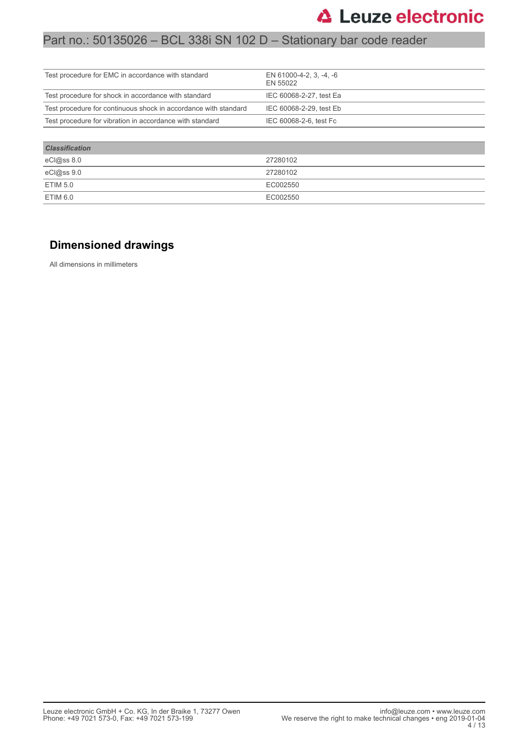| | |
|---|---|
| Test procedure for EMC in accordance with standard | EN 61000-4-2, 3, -4, -6<br>EN 55022 |
| Test procedure for shock in accordance with standard | IEC 60068-2-27, test Ea |
| Test procedure for continuous shock in accordance with standard | IEC 60068-2-29, test Eb |
| Test procedure for vibration in accordance with standard | IEC 60068-2-6, test Fc |

| ***Classification*** | |
|---|---|
| eCl@ss 8.0 | 27280102 |
| eCl@ss 9.0 | 27280102 |
| ETIM 5.0 | EC002550 |
| ETIM 6.0 | EC002550 |

## Dimensioned drawings

All dimensions in millimeters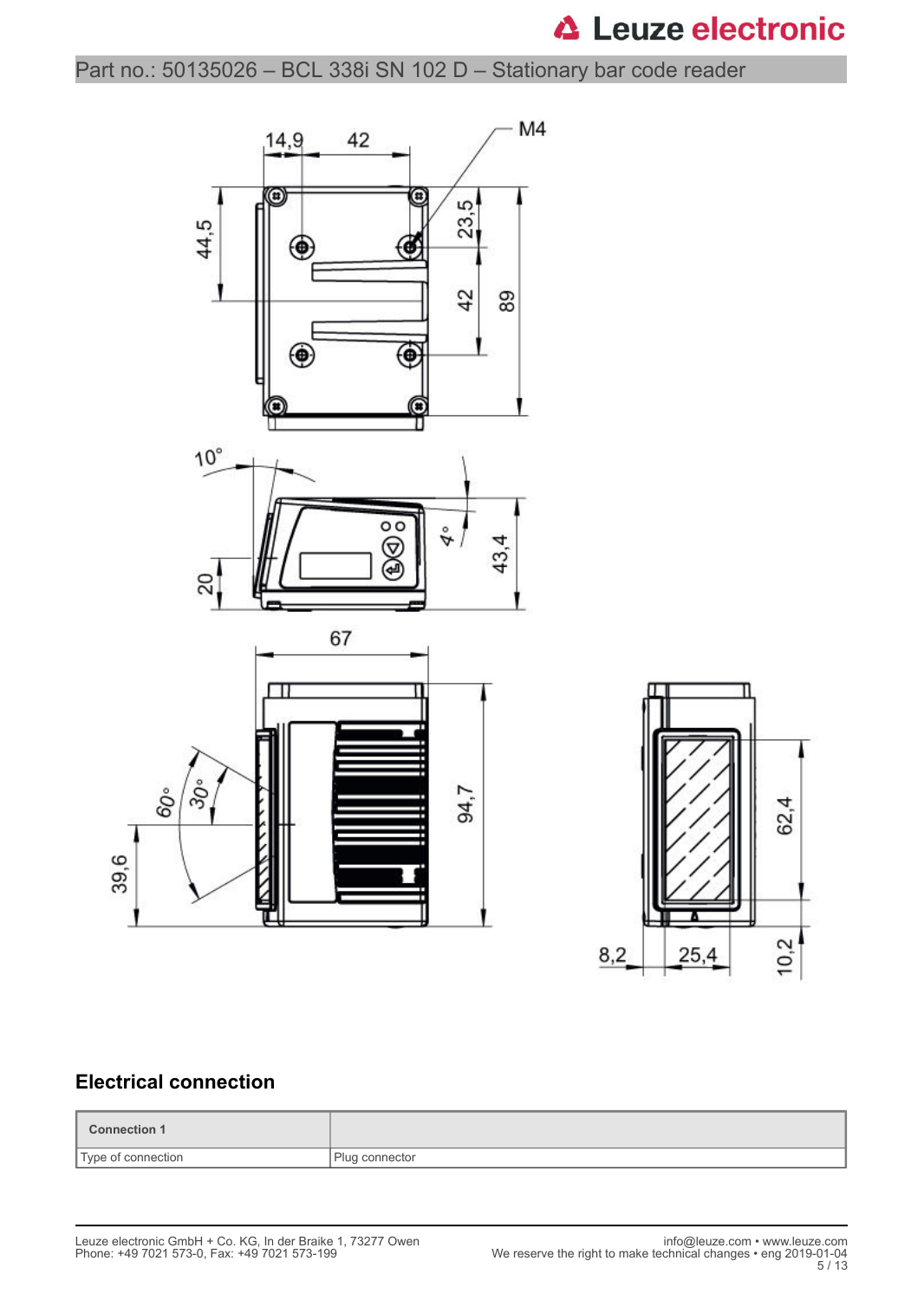Part no.: 50135026 – BCL 338i SN 102 D – Stationary bar code reader

## Electrical connection

| Connection 1 | |
|---|---|
| Type of connection | Plug connector |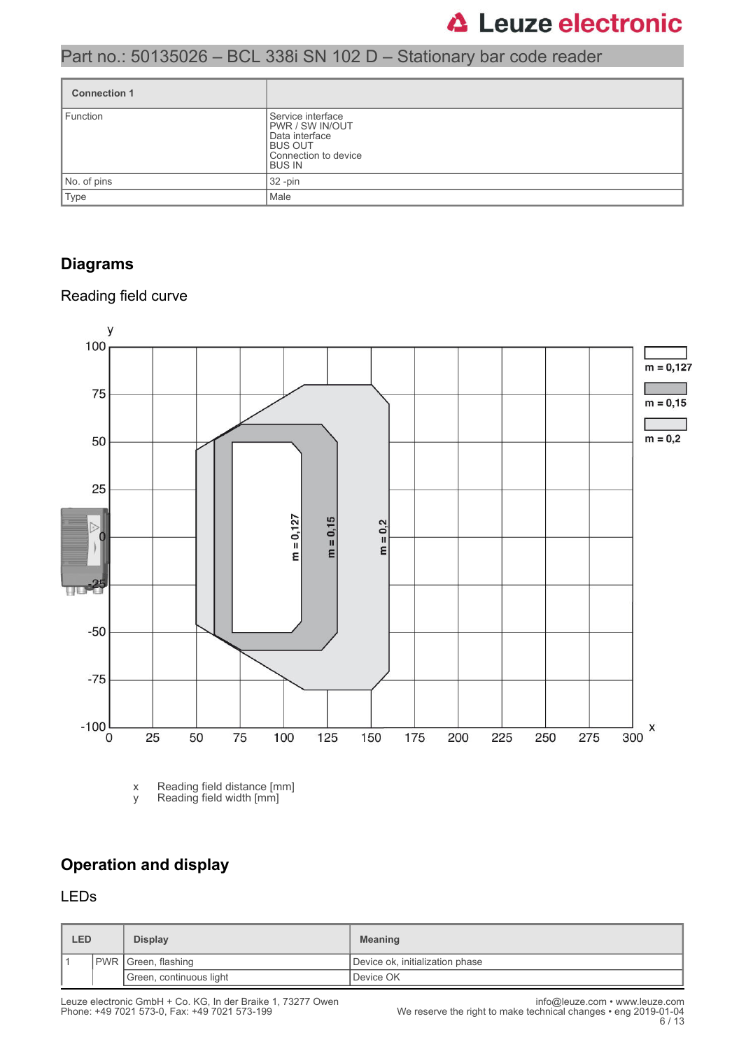| Connection 1 | |
|---|---|
| Function | Service interface<br>PWR / SW IN/OUT<br>Data interface<br>BUS OUT<br>Connection to device<br>BUS IN |
| No. of pins | 32 -pin |
| Type | Male |

## Diagrams

### Reading field curve

x   Reading field distance [mm]
y   Reading field width [mm]

## Operation and display

### LEDs

| LED | | Display | Meaning |
|---|---|---|---|
| 1 | PWR | Green, flashing | Device ok, initialization phase |
| | | Green, continuous light | Device OK |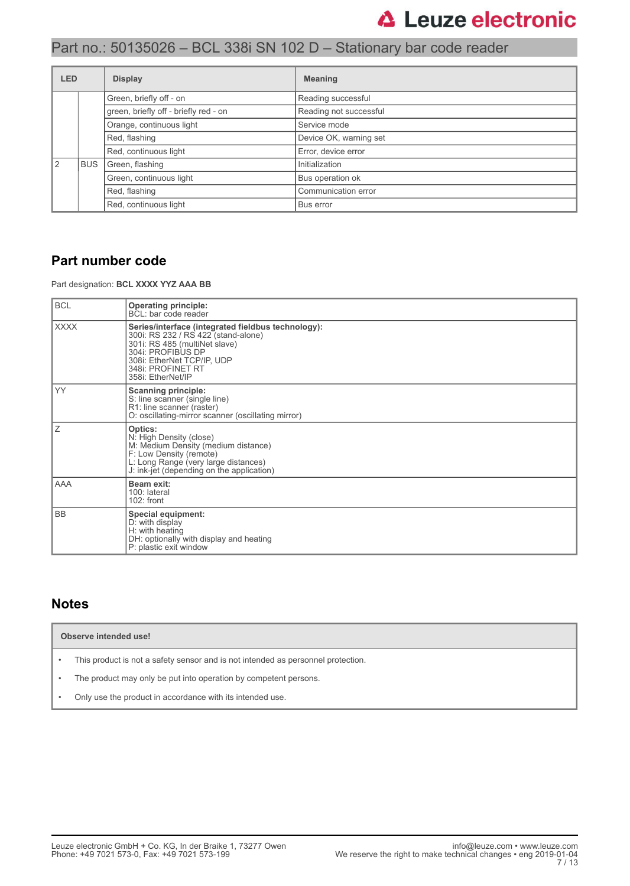Part no.: 50135026 – BCL 338i SN 102 D – Stationary bar code reader

| LED | | Display | Meaning |
|---|---|---|---|
| | | Green, briefly off - on | Reading successful |
| | | green, briefly off - briefly red - on | Reading not successful |
| | | Orange, continuous light | Service mode |
| | | Red, flashing | Device OK, warning set |
| | | Red, continuous light | Error, device error |
| 2 | BUS | Green, flashing | Initialization |
| | | Green, continuous light | Bus operation ok |
| | | Red, flashing | Communication error |
| | | Red, continuous light | Bus error |

## Part number code

Part designation: **BCL XXXX YYZ AAA BB**

| | |
|---|---|
| BCL | **Operating principle:**<br>BCL: bar code reader |
| XXXX | **Series/interface (integrated fieldbus technology):**<br>300i: RS 232 / RS 422 (stand-alone)<br>301i: RS 485 (multiNet slave)<br>304i: PROFIBUS DP<br>308i: EtherNet TCP/IP, UDP<br>348i: PROFINET RT<br>358i: EtherNet/IP |
| YY | **Scanning principle:**<br>S: line scanner (single line)<br>R1: line scanner (raster)<br>O: oscillating-mirror scanner (oscillating mirror) |
| Z | **Optics:**<br>N: High Density (close)<br>M: Medium Density (medium distance)<br>F: Low Density (remote)<br>L: Long Range (very large distances)<br>J: ink-jet (depending on the application) |
| AAA | **Beam exit:**<br>100: lateral<br>102: front |
| BB | **Special equipment:**<br>D: with display<br>H: with heating<br>DH: optionally with display and heating<br>P: plastic exit window |

## Notes

**Observe intended use!**

- This product is not a safety sensor and is not intended as personnel protection.
- The product may only be put into operation by competent persons.
- Only use the product in accordance with its intended use.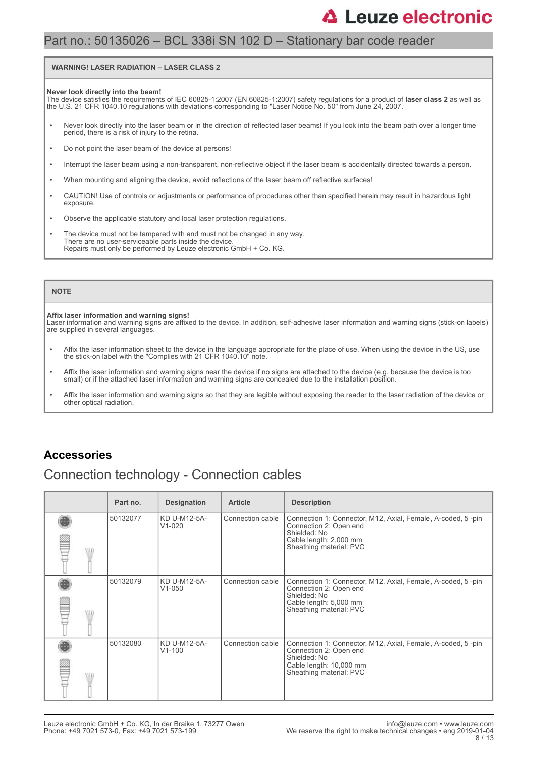**WARNING! LASER RADIATION – LASER CLASS 2**

**Never look directly into the beam!**
The device satisfies the requirements of IEC 60825-1:2007 (EN 60825-1:2007) safety regulations for a product of **laser class 2** as well as the U.S. 21 CFR 1040.10 regulations with deviations corresponding to "Laser Notice No. 50" from June 24, 2007.

- Never look directly into the laser beam or in the direction of reflected laser beams! If you look into the beam path over a longer time period, there is a risk of injury to the retina.
- Do not point the laser beam of the device at persons!
- Interrupt the laser beam using a non-transparent, non-reflective object if the laser beam is accidentally directed towards a person.
- When mounting and aligning the device, avoid reflections of the laser beam off reflective surfaces!
- CAUTION! Use of controls or adjustments or performance of procedures other than specified herein may result in hazardous light exposure.
- Observe the applicable statutory and local laser protection regulations.
- The device must not be tampered with and must not be changed in any way.
  There are no user-serviceable parts inside the device.
  Repairs must only be performed by Leuze electronic GmbH + Co. KG.

**NOTE**

**Affix laser information and warning signs!**
Laser information and warning signs are affixed to the device. In addition, self-adhesive laser information and warning signs (stick-on labels) are supplied in several languages.

- Affix the laser information sheet to the device in the language appropriate for the place of use. When using the device in the US, use the stick-on label with the "Complies with 21 CFR 1040.10" note.
- Affix the laser information and warning signs near the device if no signs are attached to the device (e.g. because the device is too small) or if the attached laser information and warning signs are concealed due to the installation position.
- Affix the laser information and warning signs so that they are legible without exposing the reader to the laser radiation of the device or other optical radiation.

## Accessories

### Connection technology - Connection cables

| | Part no. | Designation | Article | Description |
|---|---|---|---|---|
| | 50132077 | KD U-M12-5A-V1-020 | Connection cable | Connection 1: Connector, M12, Axial, Female, A-coded, 5 -pin<br>Connection 2: Open end<br>Shielded: No<br>Cable length: 2,000 mm<br>Sheathing material: PVC |
| | 50132079 | KD U-M12-5A-V1-050 | Connection cable | Connection 1: Connector, M12, Axial, Female, A-coded, 5 -pin<br>Connection 2: Open end<br>Shielded: No<br>Cable length: 5,000 mm<br>Sheathing material: PVC |
| | 50132080 | KD U-M12-5A-V1-100 | Connection cable | Connection 1: Connector, M12, Axial, Female, A-coded, 5 -pin<br>Connection 2: Open end<br>Shielded: No<br>Cable length: 10,000 mm<br>Sheathing material: PVC |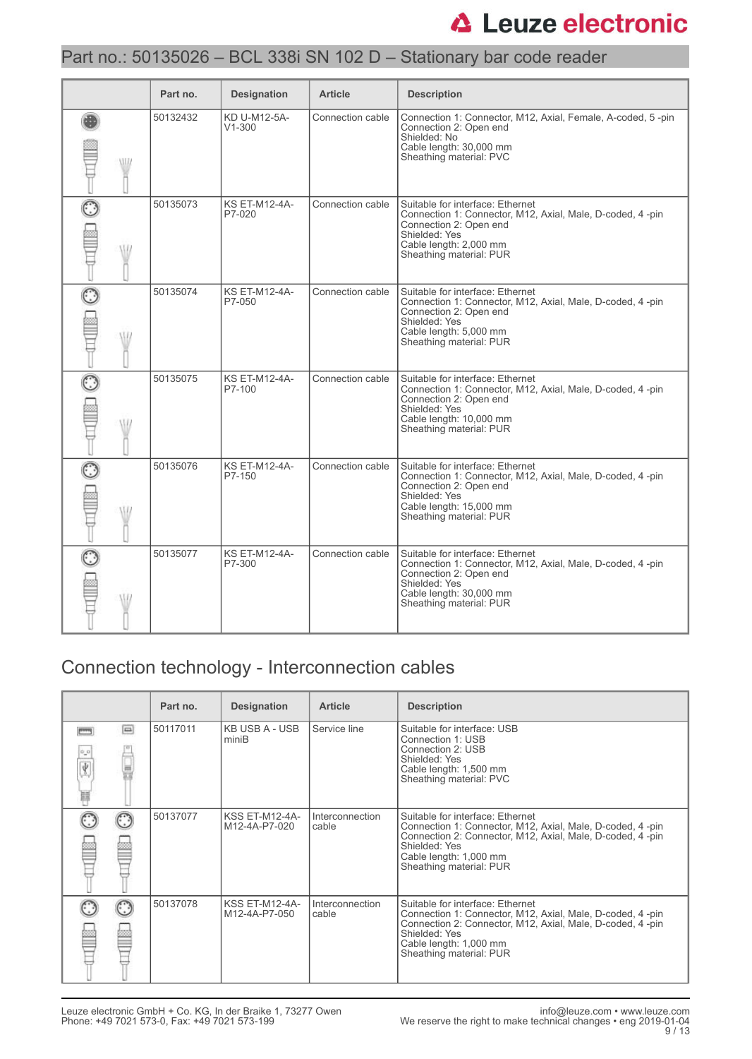# Part no.: 50135026 – BCL 338i SN 102 D – Stationary bar code reader

| | Part no. | Designation | Article | Description |
|---|---|---|---|---|
| | 50132432 | KD U-M12-5A-V1-300 | Connection cable | Connection 1: Connector, M12, Axial, Female, A-coded, 5 -pin<br>Connection 2: Open end<br>Shielded: No<br>Cable length: 30,000 mm<br>Sheathing material: PVC |
| | 50135073 | KS ET-M12-4A-P7-020 | Connection cable | Suitable for interface: Ethernet<br>Connection 1: Connector, M12, Axial, Male, D-coded, 4 -pin<br>Connection 2: Open end<br>Shielded: Yes<br>Cable length: 2,000 mm<br>Sheathing material: PUR |
| | 50135074 | KS ET-M12-4A-P7-050 | Connection cable | Suitable for interface: Ethernet<br>Connection 1: Connector, M12, Axial, Male, D-coded, 4 -pin<br>Connection 2: Open end<br>Shielded: Yes<br>Cable length: 5,000 mm<br>Sheathing material: PUR |
| | 50135075 | KS ET-M12-4A-P7-100 | Connection cable | Suitable for interface: Ethernet<br>Connection 1: Connector, M12, Axial, Male, D-coded, 4 -pin<br>Connection 2: Open end<br>Shielded: Yes<br>Cable length: 10,000 mm<br>Sheathing material: PUR |
| | 50135076 | KS ET-M12-4A-P7-150 | Connection cable | Suitable for interface: Ethernet<br>Connection 1: Connector, M12, Axial, Male, D-coded, 4 -pin<br>Connection 2: Open end<br>Shielded: Yes<br>Cable length: 15,000 mm<br>Sheathing material: PUR |
| | 50135077 | KS ET-M12-4A-P7-300 | Connection cable | Suitable for interface: Ethernet<br>Connection 1: Connector, M12, Axial, Male, D-coded, 4 -pin<br>Connection 2: Open end<br>Shielded: Yes<br>Cable length: 30,000 mm<br>Sheathing material: PUR |

## Connection technology - Interconnection cables

| | Part no. | Designation | Article | Description |
|---|---|---|---|---|
| | 50117011 | KB USB A - USB miniB | Service line | Suitable for interface: USB<br>Connection 1: USB<br>Connection 2: USB<br>Shielded: Yes<br>Cable length: 1,500 mm<br>Sheathing material: PVC |
| | 50137077 | KSS ET-M12-4A-M12-4A-P7-020 | Interconnection cable | Suitable for interface: Ethernet<br>Connection 1: Connector, M12, Axial, Male, D-coded, 4 -pin<br>Connection 2: Connector, M12, Axial, Male, D-coded, 4 -pin<br>Shielded: Yes<br>Cable length: 1,000 mm<br>Sheathing material: PUR |
| | 50137078 | KSS ET-M12-4A-M12-4A-P7-050 | Interconnection cable | Suitable for interface: Ethernet<br>Connection 1: Connector, M12, Axial, Male, D-coded, 4 -pin<br>Connection 2: Connector, M12, Axial, Male, D-coded, 4 -pin<br>Shielded: Yes<br>Cable length: 1,000 mm<br>Sheathing material: PUR |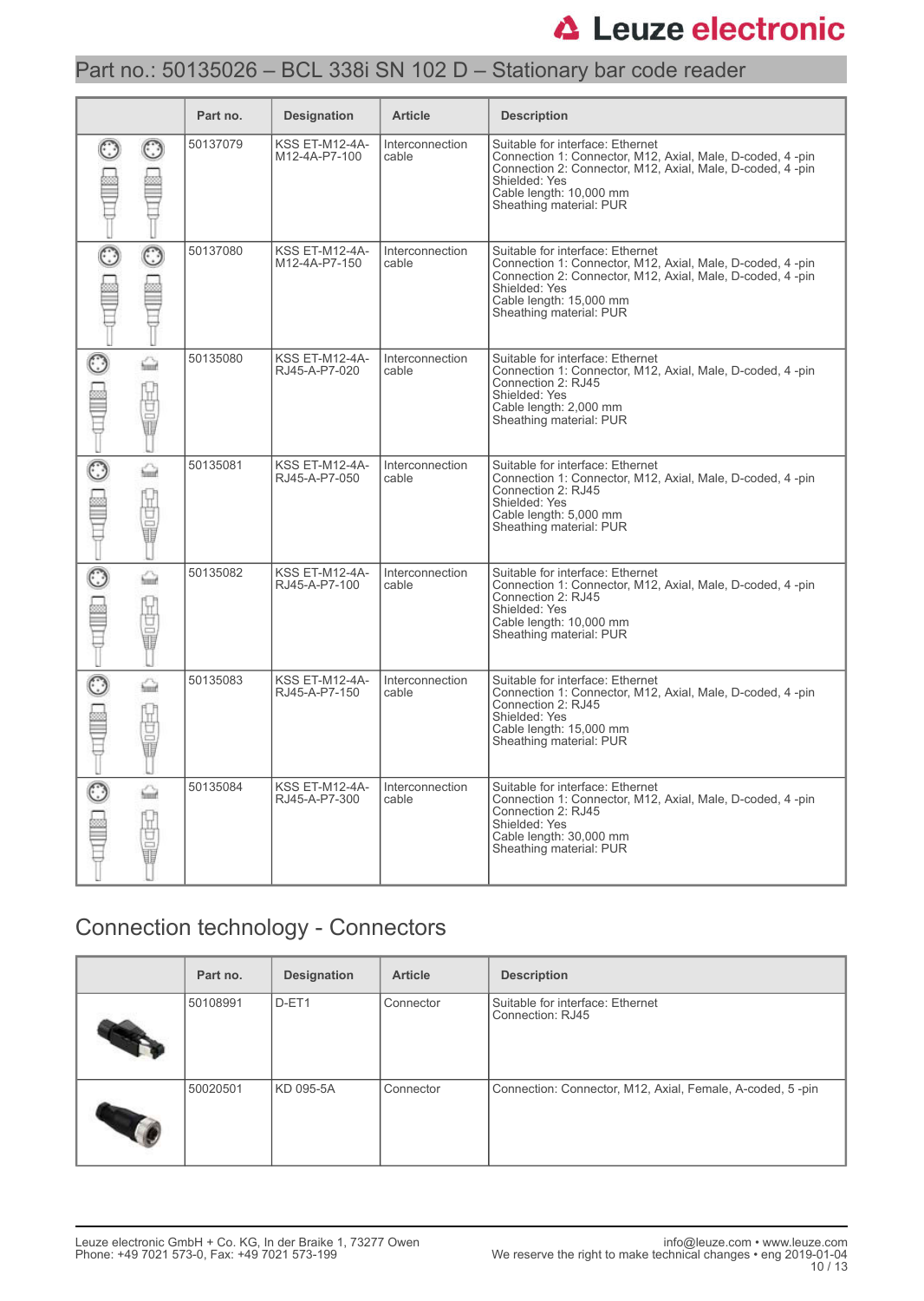Part no.: 50135026 – BCL 338i SN 102 D – Stationary bar code reader

| | Part no. | Designation | Article | Description |
|---|---|---|---|---|
| | 50137079 | KSS ET-M12-4A-M12-4A-P7-100 | Interconnection cable | Suitable for interface: Ethernet<br>Connection 1: Connector, M12, Axial, Male, D-coded, 4 -pin<br>Connection 2: Connector, M12, Axial, Male, D-coded, 4 -pin<br>Shielded: Yes<br>Cable length: 10,000 mm<br>Sheathing material: PUR |
| | 50137080 | KSS ET-M12-4A-M12-4A-P7-150 | Interconnection cable | Suitable for interface: Ethernet<br>Connection 1: Connector, M12, Axial, Male, D-coded, 4 -pin<br>Connection 2: Connector, M12, Axial, Male, D-coded, 4 -pin<br>Shielded: Yes<br>Cable length: 15,000 mm<br>Sheathing material: PUR |
| | 50135080 | KSS ET-M12-4A-RJ45-A-P7-020 | Interconnection cable | Suitable for interface: Ethernet<br>Connection 1: Connector, M12, Axial, Male, D-coded, 4 -pin<br>Connection 2: RJ45<br>Shielded: Yes<br>Cable length: 2,000 mm<br>Sheathing material: PUR |
| | 50135081 | KSS ET-M12-4A-RJ45-A-P7-050 | Interconnection cable | Suitable for interface: Ethernet<br>Connection 1: Connector, M12, Axial, Male, D-coded, 4 -pin<br>Connection 2: RJ45<br>Shielded: Yes<br>Cable length: 5,000 mm<br>Sheathing material: PUR |
| | 50135082 | KSS ET-M12-4A-RJ45-A-P7-100 | Interconnection cable | Suitable for interface: Ethernet<br>Connection 1: Connector, M12, Axial, Male, D-coded, 4 -pin<br>Connection 2: RJ45<br>Shielded: Yes<br>Cable length: 10,000 mm<br>Sheathing material: PUR |
| | 50135083 | KSS ET-M12-4A-RJ45-A-P7-150 | Interconnection cable | Suitable for interface: Ethernet<br>Connection 1: Connector, M12, Axial, Male, D-coded, 4 -pin<br>Connection 2: RJ45<br>Shielded: Yes<br>Cable length: 15,000 mm<br>Sheathing material: PUR |
| | 50135084 | KSS ET-M12-4A-RJ45-A-P7-300 | Interconnection cable | Suitable for interface: Ethernet<br>Connection 1: Connector, M12, Axial, Male, D-coded, 4 -pin<br>Connection 2: RJ45<br>Shielded: Yes<br>Cable length: 30,000 mm<br>Sheathing material: PUR |

## Connection technology - Connectors

| | Part no. | Designation | Article | Description |
|---|---|---|---|---|
| | 50108991 | D-ET1 | Connector | Suitable for interface: Ethernet<br>Connection: RJ45 |
| | 50020501 | KD 095-5A | Connector | Connection: Connector, M12, Axial, Female, A-coded, 5 -pin |

Leuze electronic GmbH + Co. KG, In der Braike 1, 73277 Owen
Phone: +49 7021 573-0, Fax: +49 7021 573-199

info@leuze.com • www.leuze.com
We reserve the right to make technical changes • eng 2019-01-04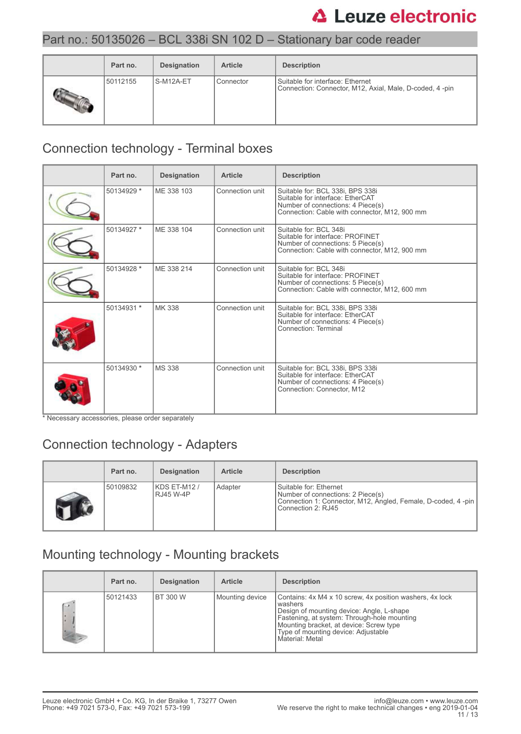## Part no.: 50135026 – BCL 338i SN 102 D – Stationary bar code reader

| | Part no. | Designation | Article | Description |
|---|---|---|---|---|
| | 50112155 | S-M12A-ET | Connector | Suitable for interface: Ethernet<br>Connection: Connector, M12, Axial, Male, D-coded, 4 -pin |

## Connection technology - Terminal boxes

| | Part no. | Designation | Article | Description |
|---|---|---|---|---|
| | 50134929 * | ME 338 103 | Connection unit | Suitable for: BCL 338i, BPS 338i<br>Suitable for interface: EtherCAT<br>Number of connections: 4 Piece(s)<br>Connection: Cable with connector, M12, 900 mm |
| | 50134927 * | ME 338 104 | Connection unit | Suitable for: BCL 348i<br>Suitable for interface: PROFINET<br>Number of connections: 5 Piece(s)<br>Connection: Cable with connector, M12, 900 mm |
| | 50134928 * | ME 338 214 | Connection unit | Suitable for: BCL 348i<br>Suitable for interface: PROFINET<br>Number of connections: 5 Piece(s)<br>Connection: Cable with connector, M12, 600 mm |
| | 50134931 * | MK 338 | Connection unit | Suitable for: BCL 338i, BPS 338i<br>Suitable for interface: EtherCAT<br>Number of connections: 4 Piece(s)<br>Connection: Terminal |
| | 50134930 * | MS 338 | Connection unit | Suitable for: BCL 338i, BPS 338i<br>Suitable for interface: EtherCAT<br>Number of connections: 4 Piece(s)<br>Connection: Connector, M12 |

* Necessary accessories, please order separately

## Connection technology - Adapters

| | Part no. | Designation | Article | Description |
|---|---|---|---|---|
| | 50109832 | KDS ET-M12 / RJ45 W-4P | Adapter | Suitable for: Ethernet<br>Number of connections: 2 Piece(s)<br>Connection 1: Connector, M12, Angled, Female, D-coded, 4 -pin<br>Connection 2: RJ45 |

## Mounting technology - Mounting brackets

| | Part no. | Designation | Article | Description |
|---|---|---|---|---|
| | 50121433 | BT 300 W | Mounting device | Contains: 4x M4 x 10 screw, 4x position washers, 4x lock washers<br>Design of mounting device: Angle, L-shape<br>Fastening, at system: Through-hole mounting<br>Mounting bracket, at device: Screw type<br>Type of mounting device: Adjustable<br>Material: Metal |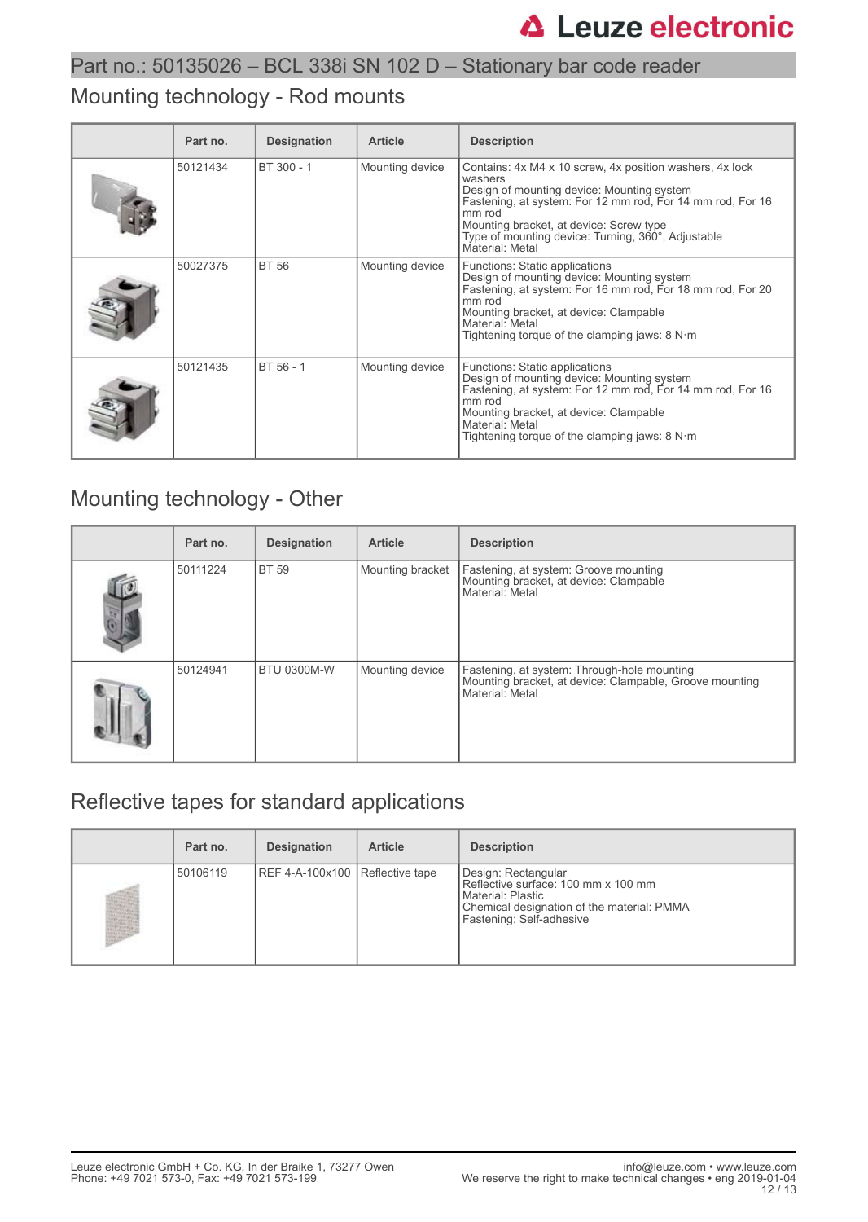Part no.: 50135026 – BCL 338i SN 102 D – Stationary bar code reader

## Mounting technology - Rod mounts

| | Part no. | Designation | Article | Description |
|---|---|---|---|---|
| | 50121434 | BT 300 - 1 | Mounting device | Contains: 4x M4 x 10 screw, 4x position washers, 4x lock washers<br>Design of mounting device: Mounting system<br>Fastening, at system: For 12 mm rod, For 14 mm rod, For 16 mm rod<br>Mounting bracket, at device: Screw type<br>Type of mounting device: Turning, 360°, Adjustable<br>Material: Metal |
| | 50027375 | BT 56 | Mounting device | Functions: Static applications<br>Design of mounting device: Mounting system<br>Fastening, at system: For 16 mm rod, For 18 mm rod, For 20 mm rod<br>Mounting bracket, at device: Clampable<br>Material: Metal<br>Tightening torque of the clamping jaws: 8 N·m |
| | 50121435 | BT 56 - 1 | Mounting device | Functions: Static applications<br>Design of mounting device: Mounting system<br>Fastening, at system: For 12 mm rod, For 14 mm rod, For 16 mm rod<br>Mounting bracket, at device: Clampable<br>Material: Metal<br>Tightening torque of the clamping jaws: 8 N·m |

## Mounting technology - Other

| | Part no. | Designation | Article | Description |
|---|---|---|---|---|
| | 50111224 | BT 59 | Mounting bracket | Fastening, at system: Groove mounting<br>Mounting bracket, at device: Clampable<br>Material: Metal |
| | 50124941 | BTU 0300M-W | Mounting device | Fastening, at system: Through-hole mounting<br>Mounting bracket, at device: Clampable, Groove mounting<br>Material: Metal |

## Reflective tapes for standard applications

| | Part no. | Designation | Article | Description |
|---|---|---|---|---|
| | 50106119 | REF 4-A-100x100 | Reflective tape | Design: Rectangular<br>Reflective surface: 100 mm x 100 mm<br>Material: Plastic<br>Chemical designation of the material: PMMA<br>Fastening: Self-adhesive |

Leuze electronic GmbH + Co. KG, In der Braike 1, 73277 Owen
Phone: +49 7021 573-0, Fax: +49 7021 573-199

info@leuze.com • www.leuze.com
We reserve the right to make technical changes • eng 2019-01-04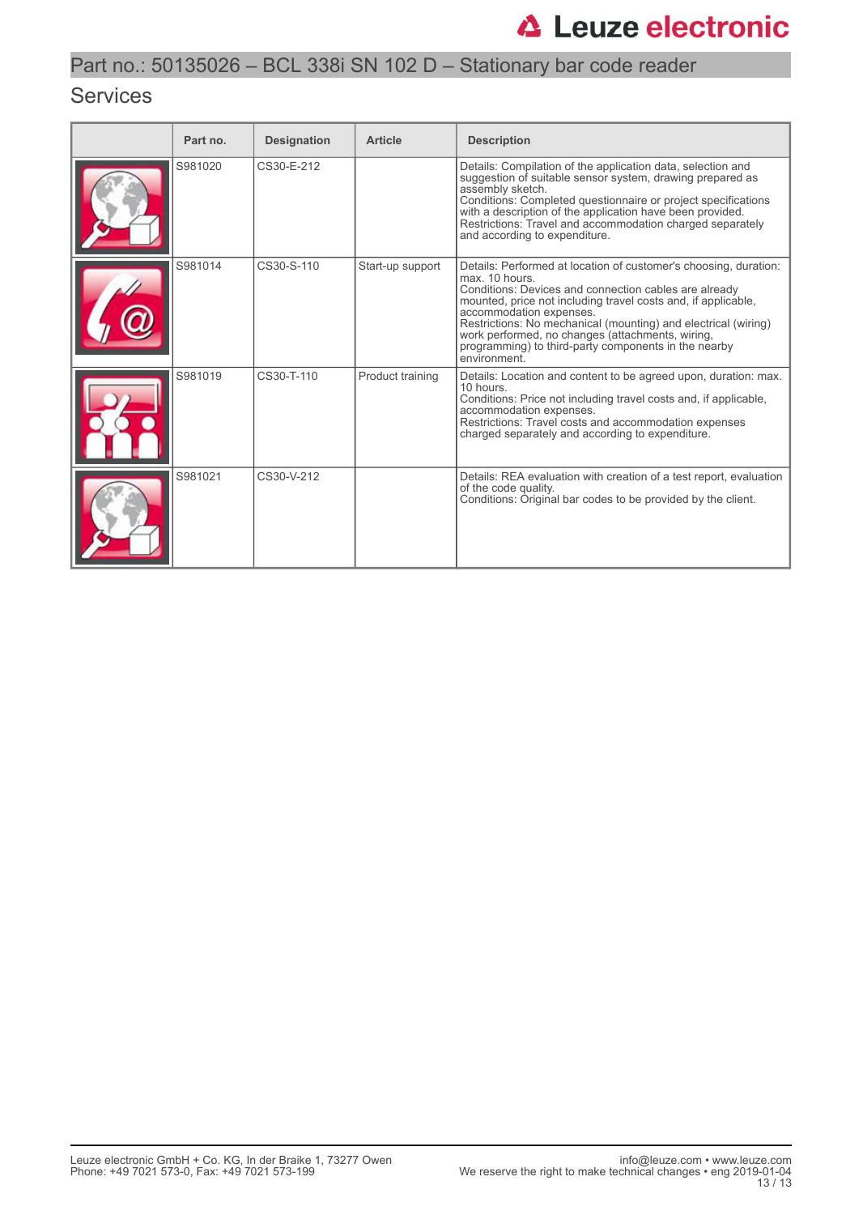Part no.: 50135026 – BCL 338i SN 102 D – Stationary bar code reader

## Services

| | Part no. | Designation | Article | Description |
|---|---|---|---|---|
| | S981020 | CS30-E-212 | | Details: Compilation of the application data, selection and suggestion of suitable sensor system, drawing prepared as assembly sketch.<br>Conditions: Completed questionnaire or project specifications with a description of the application have been provided.<br>Restrictions: Travel and accommodation charged separately and according to expenditure. |
| | S981014 | CS30-S-110 | Start-up support | Details: Performed at location of customer's choosing, duration: max. 10 hours.<br>Conditions: Devices and connection cables are already mounted, price not including travel costs and, if applicable, accommodation expenses.<br>Restrictions: No mechanical (mounting) and electrical (wiring) work performed, no changes (attachments, wiring, programming) to third-party components in the nearby environment. |
| | S981019 | CS30-T-110 | Product training | Details: Location and content to be agreed upon, duration: max. 10 hours.<br>Conditions: Price not including travel costs and, if applicable, accommodation expenses.<br>Restrictions: Travel costs and accommodation expenses charged separately and according to expenditure. |
| | S981021 | CS30-V-212 | | Details: REA evaluation with creation of a test report, evaluation of the code quality.<br>Conditions: Original bar codes to be provided by the client. |

Leuze electronic GmbH + Co. KG, In der Braike 1, 73277 Owen
Phone: +49 7021 573-0, Fax: +49 7021 573-199

info@leuze.com • www.leuze.com
We reserve the right to make technical changes • eng 2019-01-04